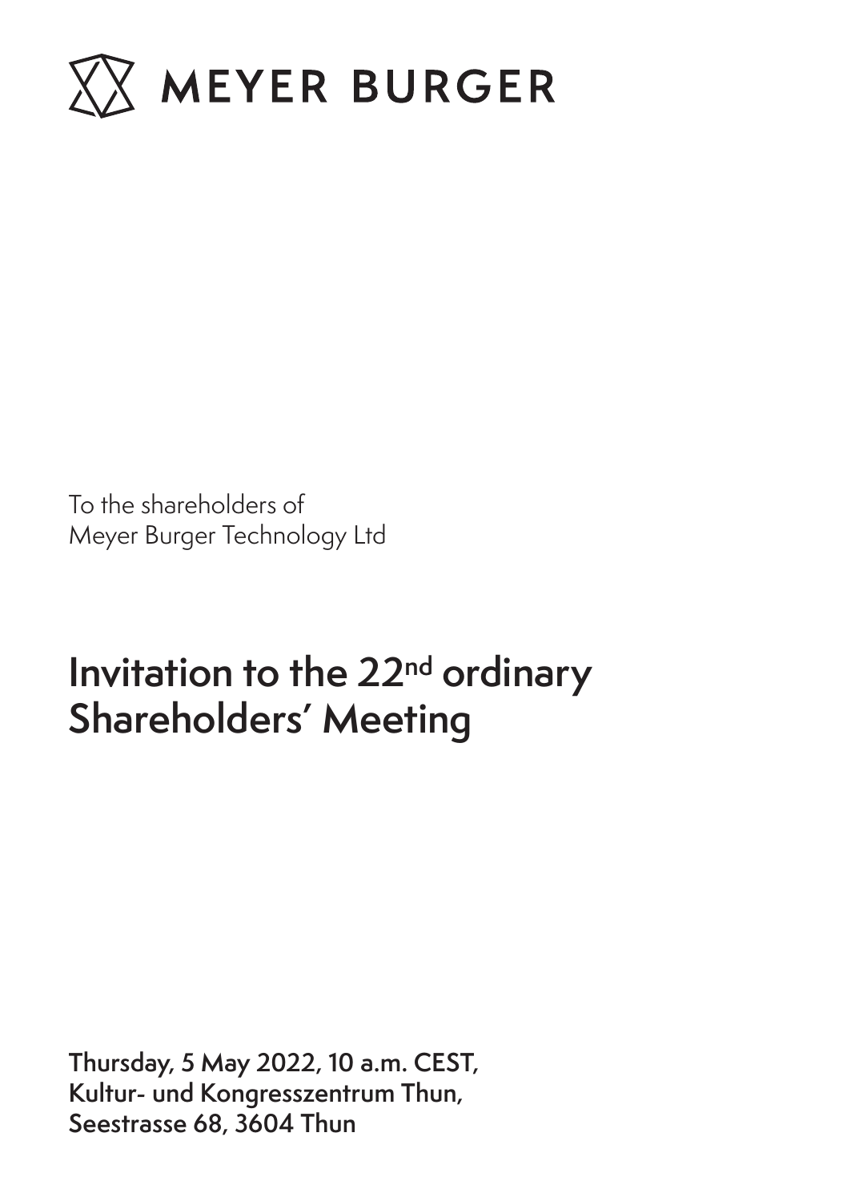MEYER BURGER

To the shareholders of
Meyer Burger Technology Ltd

# Invitation to the 22nd ordinary Shareholders' Meeting

**Thursday, 5 May 2022, 10 a.m. CEST,**
**Kultur- und Kongresszentrum Thun,**
**Seestrasse 68, 3604 Thun**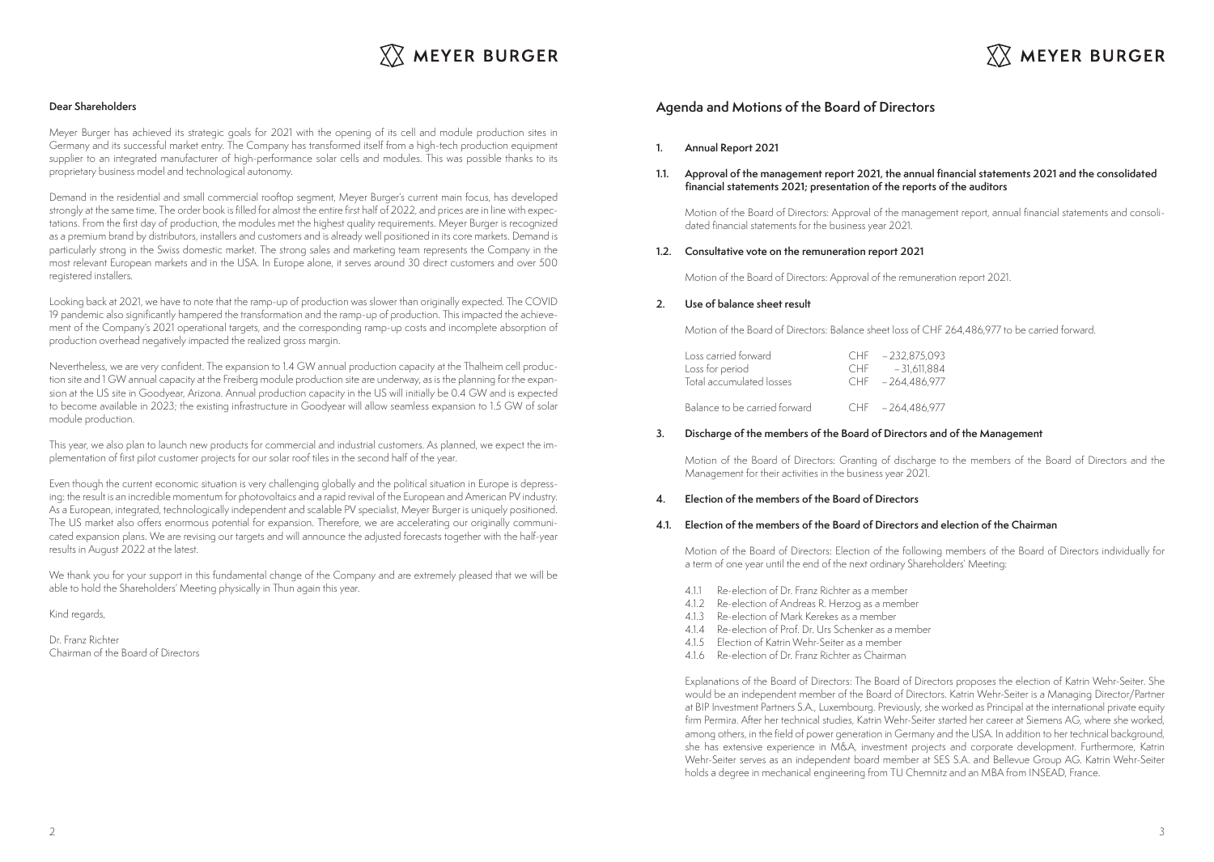**Dear Shareholders**

Meyer Burger has achieved its strategic goals for 2021 with the opening of its cell and module production sites in Germany and its successful market entry. The Company has transformed itself from a high-tech production equipment supplier to an integrated manufacturer of high-performance solar cells and modules. This was possible thanks to its proprietary business model and technological autonomy.

Demand in the residential and small commercial rooftop segment, Meyer Burger's current main focus, has developed strongly at the same time. The order book is filled for almost the entire first half of 2022, and prices are in line with expectations. From the first day of production, the modules met the highest quality requirements. Meyer Burger is recognized as a premium brand by distributors, installers and customers and is already well positioned in its core markets. Demand is particularly strong in the Swiss domestic market. The strong sales and marketing team represents the Company in the most relevant European markets and in the USA. In Europe alone, it serves around 30 direct customers and over 500 registered installers.

Looking back at 2021, we have to note that the ramp-up of production was slower than originally expected. The COVID 19 pandemic also significantly hampered the transformation and the ramp-up of production. This impacted the achievement of the Company's 2021 operational targets, and the corresponding ramp-up costs and incomplete absorption of production overhead negatively impacted the realized gross margin.

Nevertheless, we are very confident. The expansion to 1.4 GW annual production capacity at the Thalheim cell production site and 1 GW annual capacity at the Freiberg module production site are underway, as is the planning for the expansion at the US site in Goodyear, Arizona. Annual production capacity in the US will initially be 0.4 GW and is expected to become available in 2023; the existing infrastructure in Goodyear will allow seamless expansion to 1.5 GW of solar module production.

This year, we also plan to launch new products for commercial and industrial customers. As planned, we expect the implementation of first pilot customer projects for our solar roof tiles in the second half of the year.

Even though the current economic situation is very challenging globally and the political situation in Europe is depressing: the result is an incredible momentum for photovoltaics and a rapid revival of the European and American PV industry. As a European, integrated, technologically independent and scalable PV specialist, Meyer Burger is uniquely positioned. The US market also offers enormous potential for expansion. Therefore, we are accelerating our originally communicated expansion plans. We are revising our targets and will announce the adjusted forecasts together with the half-year results in August 2022 at the latest.

We thank you for your support in this fundamental change of the Company and are extremely pleased that we will be able to hold the Shareholders' Meeting physically in Thun again this year.

Kind regards,

Dr. Franz Richter
Chairman of the Board of Directors

## Agenda and Motions of the Board of Directors

### 1. Annual Report 2021

#### 1.1. Approval of the management report 2021, the annual financial statements 2021 and the consolidated financial statements 2021; presentation of the reports of the auditors

Motion of the Board of Directors: Approval of the management report, annual financial statements and consolidated financial statements for the business year 2021.

#### 1.2. Consultative vote on the remuneration report 2021

Motion of the Board of Directors: Approval of the remuneration report 2021.

### 2. Use of balance sheet result

Motion of the Board of Directors: Balance sheet loss of CHF 264,486,977 to be carried forward.

| | | |
|---|---|---|
| Loss carried forward | CHF | – 232,875,093 |
| Loss for period | CHF | – 31,611,884 |
| Total accumulated losses | CHF | – 264,486,977 |
| Balance to be carried forward | CHF | – 264,486,977 |

### 3. Discharge of the members of the Board of Directors and of the Management

Motion of the Board of Directors: Granting of discharge to the members of the Board of Directors and the Management for their activities in the business year 2021.

### 4. Election of the members of the Board of Directors

#### 4.1. Election of the members of the Board of Directors and election of the Chairman

Motion of the Board of Directors: Election of the following members of the Board of Directors individually for a term of one year until the end of the next ordinary Shareholders' Meeting:

- 4.1.1 Re-election of Dr. Franz Richter as a member
- 4.1.2 Re-election of Andreas R. Herzog as a member
- 4.1.3 Re-election of Mark Kerekes as a member
- 4.1.4 Re-election of Prof. Dr. Urs Schenker as a member
- 4.1.5 Election of Katrin Wehr-Seiter as a member
- 4.1.6 Re-election of Dr. Franz Richter as Chairman

Explanations of the Board of Directors: The Board of Directors proposes the election of Katrin Wehr-Seiter. She would be an independent member of the Board of Directors. Katrin Wehr-Seiter is a Managing Director/Partner at BIP Investment Partners S.A., Luxembourg. Previously, she worked as Principal at the international private equity firm Permira. After her technical studies, Katrin Wehr-Seiter started her career at Siemens AG, where she worked, among others, in the field of power generation in Germany and the USA. In addition to her technical background, she has extensive experience in M&A, investment projects and corporate development. Furthermore, Katrin Wehr-Seiter serves as an independent board member at SES S.A. and Bellevue Group AG. Katrin Wehr-Seiter holds a degree in mechanical engineering from TU Chemnitz and an MBA from INSEAD, France.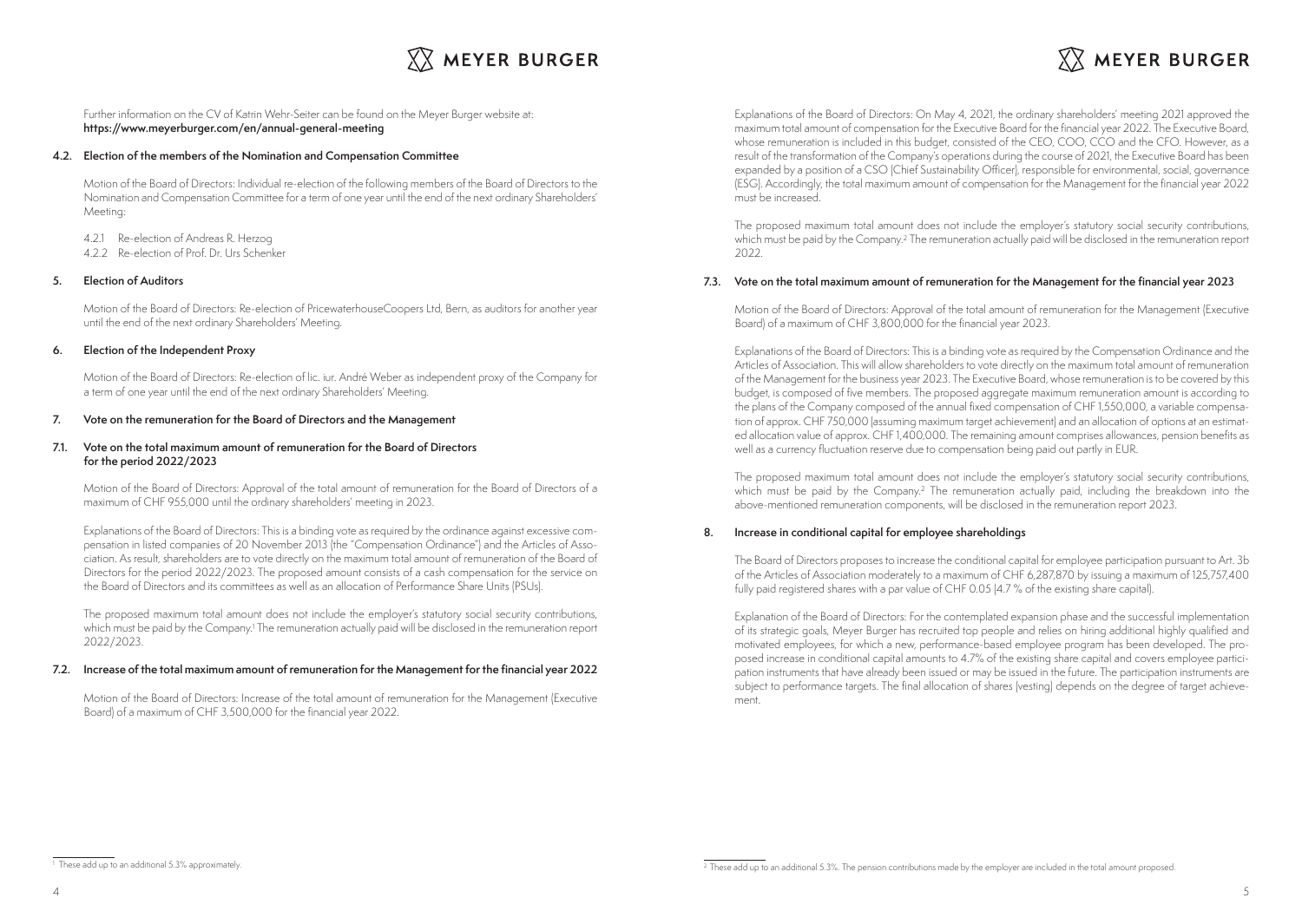Further information on the CV of Katrin Wehr-Seiter can be found on the Meyer Burger website at:
**https://www.meyerburger.com/en/annual-general-meeting**

### 4.2. Election of the members of the Nomination and Compensation Committee

Motion of the Board of Directors: Individual re-election of the following members of the Board of Directors to the Nomination and Compensation Committee for a term of one year until the end of the next ordinary Shareholders' Meeting:

4.2.1 Re-election of Andreas R. Herzog
4.2.2 Re-election of Prof. Dr. Urs Schenker

### 5. Election of Auditors

Motion of the Board of Directors: Re-election of PricewaterhouseCoopers Ltd, Bern, as auditors for another year until the end of the next ordinary Shareholders' Meeting.

### 6. Election of the Independent Proxy

Motion of the Board of Directors: Re-election of lic. iur. André Weber as independent proxy of the Company for a term of one year until the end of the next ordinary Shareholders' Meeting.

### 7. Vote on the remuneration for the Board of Directors and the Management

### 7.1. Vote on the total maximum amount of remuneration for the Board of Directors for the period 2022/2023

Motion of the Board of Directors: Approval of the total amount of remuneration for the Board of Directors of a maximum of CHF 955,000 until the ordinary shareholders' meeting in 2023.

Explanations of the Board of Directors: This is a binding vote as required by the ordinance against excessive compensation in listed companies of 20 November 2013 (the "Compensation Ordinance") and the Articles of Association. As result, shareholders are to vote directly on the maximum total amount of remuneration of the Board of Directors for the period 2022/2023. The proposed amount consists of a cash compensation for the service on the Board of Directors and its committees as well as an allocation of Performance Share Units (PSUs).

The proposed maximum total amount does not include the employer's statutory social security contributions, which must be paid by the Company.[1] The remuneration actually paid will be disclosed in the remuneration report 2022/2023.

### 7.2. Increase of the total maximum amount of remuneration for the Management for the financial year 2022

Motion of the Board of Directors: Increase of the total amount of remuneration for the Management (Executive Board) of a maximum of CHF 3,500,000 for the financial year 2022.

Explanations of the Board of Directors: On May 4, 2021, the ordinary shareholders' meeting 2021 approved the maximum total amount of compensation for the Executive Board for the financial year 2022. The Executive Board, whose remuneration is included in this budget, consisted of the CEO, COO, CCO and the CFO. However, as a result of the transformation of the Company's operations during the course of 2021, the Executive Board has been expanded by a position of a CSO (Chief Sustainability Officer), responsible for environmental, social, governance (ESG). Accordingly, the total maximum amount of compensation for the Management for the financial year 2022 must be increased.

The proposed maximum total amount does not include the employer's statutory social security contributions, which must be paid by the Company.[2] The remuneration actually paid will be disclosed in the remuneration report 2022.

### 7.3. Vote on the total maximum amount of remuneration for the Management for the financial year 2023

Motion of the Board of Directors: Approval of the total amount of remuneration for the Management (Executive Board) of a maximum of CHF 3,800,000 for the financial year 2023.

Explanations of the Board of Directors: This is a binding vote as required by the Compensation Ordinance and the Articles of Association. This will allow shareholders to vote directly on the maximum total amount of remuneration of the Management for the business year 2023. The Executive Board, whose remuneration is to be covered by this budget, is composed of five members. The proposed aggregate maximum remuneration amount is according to the plans of the Company composed of the annual fixed compensation of CHF 1,550,000, a variable compensation of approx. CHF 750,000 (assuming maximum target achievement) and an allocation of options at an estimated allocation value of approx. CHF 1,400,000. The remaining amount comprises allowances, pension benefits as well as a currency fluctuation reserve due to compensation being paid out partly in EUR.

The proposed maximum total amount does not include the employer's statutory social security contributions, which must be paid by the Company.[2] The remuneration actually paid, including the breakdown into the above-mentioned remuneration components, will be disclosed in the remuneration report 2023.

### 8. Increase in conditional capital for employee shareholdings

The Board of Directors proposes to increase the conditional capital for employee participation pursuant to Art. 3b of the Articles of Association moderately to a maximum of CHF 6,287,870 by issuing a maximum of 125,757,400 fully paid registered shares with a par value of CHF 0.05 (4.7 % of the existing share capital).

Explanation of the Board of Directors: For the contemplated expansion phase and the successful implementation of its strategic goals, Meyer Burger has recruited top people and relies on hiring additional highly qualified and motivated employees, for which a new, performance-based employee program has been developed. The proposed increase in conditional capital amounts to 4.7% of the existing share capital and covers employee participation instruments that have already been issued or may be issued in the future. The participation instruments are subject to performance targets. The final allocation of shares (vesting) depends on the degree of target achievement.

---

[1] These add up to an additional 5.3% approximately.

[2] These add up to an additional 5.3%. The pension contributions made by the employer are included in the total amount proposed.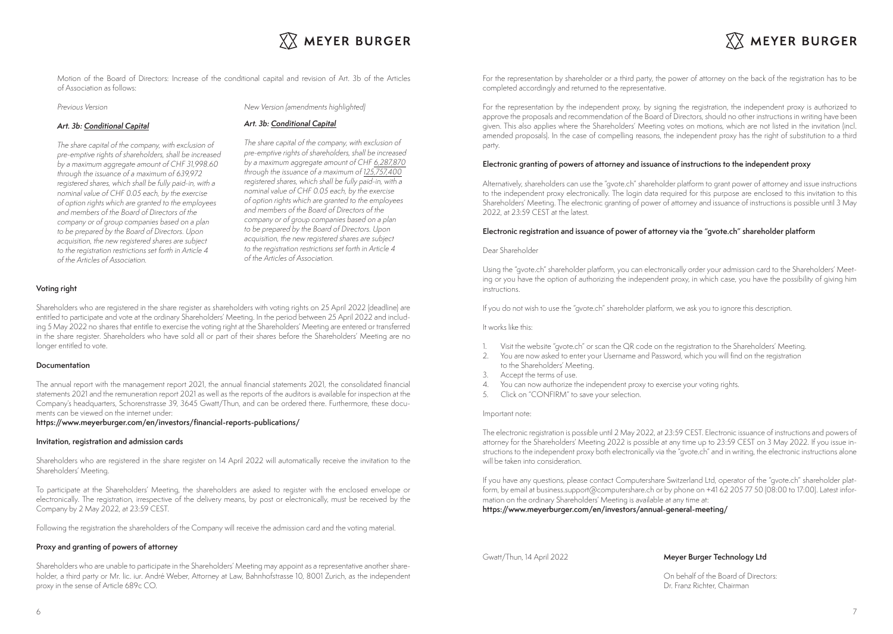Motion of the Board of Directors: Increase of the conditional capital and revision of Art. 3b of the Articles of Association as follows:

| *Previous Version* | *New Version (amendments highlighted)* |
| --- | --- |
| ***Art. 3b: Conditional Capital*** | ***Art. 3b: Conditional Capital*** |
| *The share capital of the company, with exclusion of pre-emptive rights of shareholders, shall be increased by a maximum aggregate amount of CHF 31,998.60 through the issuance of a maximum of 639,972 registered shares, which shall be fully paid-in, with a nominal value of CHF 0.05 each, by the exercise of option rights which are granted to the employees and members of the Board of Directors of the company or of group companies based on a plan to be prepared by the Board of Directors. Upon acquisition, the new registered shares are subject to the registration restrictions set forth in Article 4 of the Articles of Association.* | *The share capital of the company, with exclusion of pre-emptive rights of shareholders, shall be increased by a maximum aggregate amount of CHF 6,287,870 through the issuance of a maximum of 125,757,400 registered shares, which shall be fully paid-in, with a nominal value of CHF 0.05 each, by the exercise of option rights which are granted to the employees and members of the Board of Directors of the company or of group companies based on a plan to be prepared by the Board of Directors. Upon acquisition, the new registered shares are subject to the registration restrictions set forth in Article 4 of the Articles of Association.* |

### Voting right

Shareholders who are registered in the share register as shareholders with voting rights on 25 April 2022 (deadline) are entitled to participate and vote at the ordinary Shareholders' Meeting. In the period between 25 April 2022 and including 5 May 2022 no shares that entitle to exercise the voting right at the Shareholders' Meeting are entered or transferred in the share register. Shareholders who have sold all or part of their shares before the Shareholders' Meeting are no longer entitled to vote.

### Documentation

The annual report with the management report 2021, the annual financial statements 2021, the consolidated financial statements 2021 and the remuneration report 2021 as well as the reports of the auditors is available for inspection at the Company's headquarters, Schorenstrasse 39, 3645 Gwatt/Thun, and can be ordered there. Furthermore, these documents can be viewed on the internet under:
**https://www.meyerburger.com/en/investors/financial-reports-publications/**

### Invitation, registration and admission cards

Shareholders who are registered in the share register on 14 April 2022 will automatically receive the invitation to the Shareholders' Meeting.

To participate at the Shareholders' Meeting, the shareholders are asked to register with the enclosed envelope or electronically. The registration, irrespective of the delivery means, by post or electronically, must be received by the Company by 2 May 2022, at 23:59 CEST.

Following the registration the shareholders of the Company will receive the admission card and the voting material.

### Proxy and granting of powers of attorney

Shareholders who are unable to participate in the Shareholders' Meeting may appoint as a representative another shareholder, a third party or Mr. lic. iur. André Weber, Attorney at Law, Bahnhofstrasse 10, 8001 Zurich, as the independent proxy in the sense of Article 689c CO.

For the representation by shareholder or a third party, the power of attorney on the back of the registration has to be completed accordingly and returned to the representative.

For the representation by the independent proxy, by signing the registration, the independent proxy is authorized to approve the proposals and recommendation of the Board of Directors, should no other instructions in writing have been given. This also applies where the Shareholders' Meeting votes on motions, which are not listed in the invitation (incl. amended proposals). In the case of compelling reasons, the independent proxy has the right of substitution to a third party.

### Electronic granting of powers of attorney and issuance of instructions to the independent proxy

Alternatively, shareholders can use the "gvote.ch" shareholder platform to grant power of attorney and issue instructions to the independent proxy electronically. The login data required for this purpose are enclosed to this invitation to this Shareholders' Meeting. The electronic granting of power of attorney and issuance of instructions is possible until 3 May 2022, at 23:59 CEST at the latest.

### Electronic registration and issuance of power of attorney via the "gvote.ch" shareholder platform

Dear Shareholder

Using the "gvote.ch" shareholder platform, you can electronically order your admission card to the Shareholders' Meeting or you have the option of authorizing the independent proxy, in which case, you have the possibility of giving him instructions.

If you do not wish to use the "gvote.ch" shareholder platform, we ask you to ignore this description.

It works like this:

1. Visit the website "gvote.ch" or scan the QR code on the registration to the Shareholders' Meeting.
2. You are now asked to enter your Username and Password, which you will find on the registration to the Shareholders' Meeting.
3. Accept the terms of use.
4. You can now authorize the independent proxy to exercise your voting rights.
5. Click on "CONFIRM" to save your selection.

Important note:

The electronic registration is possible until 2 May 2022, at 23:59 CEST. Electronic issuance of instructions and powers of attorney for the Shareholders' Meeting 2022 is possible at any time up to 23:59 CEST on 3 May 2022. If you issue instructions to the independent proxy both electronically via the "gvote.ch" and in writing, the electronic instructions alone will be taken into consideration.

If you have any questions, please contact Computershare Switzerland Ltd, operator of the "gvote.ch" shareholder platform, by email at business.support@computershare.ch or by phone on +41 62 205 77 50 (08:00 to 17:00). Latest information on the ordinary Shareholders' Meeting is available at any time at:
**https://www.meyerburger.com/en/investors/annual-general-meeting/**

Gwatt/Thun, 14 April 2022

**Meyer Burger Technology Ltd**

On behalf of the Board of Directors:
Dr. Franz Richter, Chairman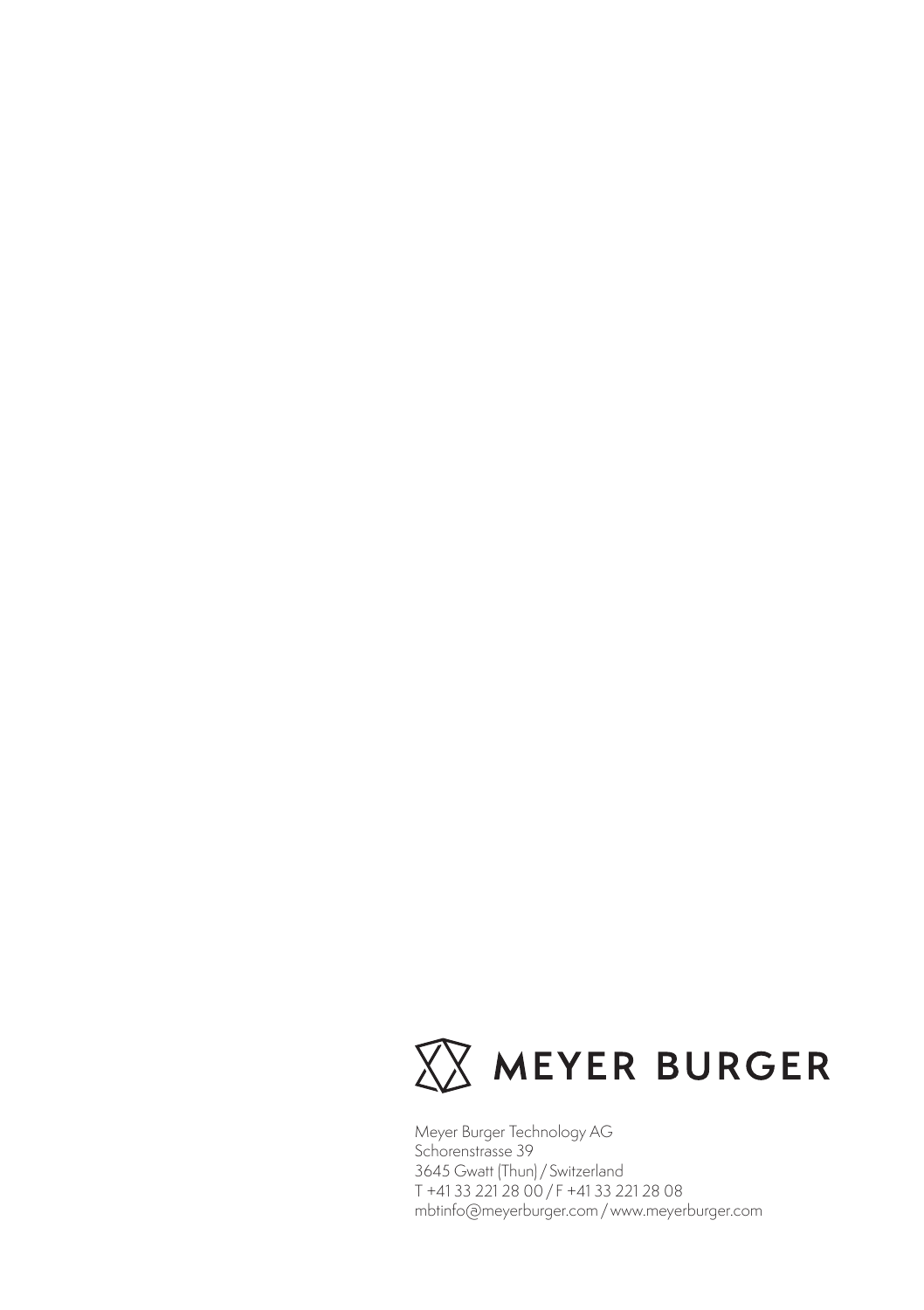MEYER BURGER

Meyer Burger Technology AG
Schorenstrasse 39
3645 Gwatt (Thun) / Switzerland
T +41 33 221 28 00 / F +41 33 221 28 08
mbtinfo@meyerburger.com / www.meyerburger.com